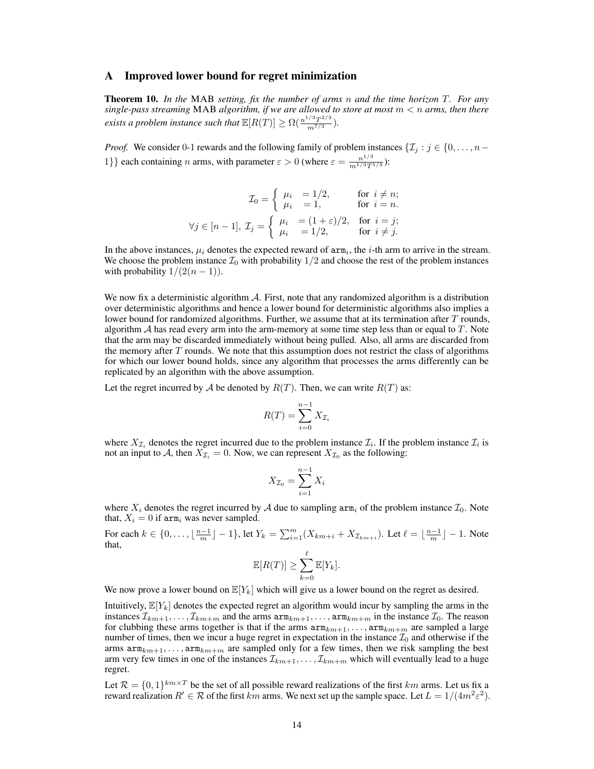# A Improved lower bound for regret minimization

**Theorem 10.** *In the* MAB *setting, fix the number of arms $n$ and the time horizon $T$. For any single-pass streaming* MAB *algorithm, if we are allowed to store at most $m < n$ arms, then there exists a problem instance such that $\mathbb{E}[R(T)] \geq \Omega(\frac{n^{1/3}T^{2/3}}{m^{7/3}})$.*

*Proof.* We consider 0-1 rewards and the following family of problem instances $\{\mathcal{I}_j : j \in \{0, \dots, n-1\}\}$ each containing $n$ arms, with parameter $\varepsilon > 0$ (where $\varepsilon = \frac{n^{1/3}}{m^{1/3}T^{1/3}}$):

$$\mathcal{I}_0 = \begin{cases} \mu_i &= 1/2, \quad \text{for } i \neq n; \\ \mu_i &= 1, \quad \text{for } i = n. \end{cases}$$

$$\forall j \in [n-1],\ \mathcal{I}_j = \begin{cases} \mu_i &= (1+\varepsilon)/2, \quad \text{for } i = j; \\ \mu_i &= 1/2, \quad \text{for } i \neq j. \end{cases}$$

In the above instances, $\mu_i$ denotes the expected reward of $\texttt{arm}_i$, the $i$-th arm to arrive in the stream. We choose the problem instance $\mathcal{I}_0$ with probability $1/2$ and choose the rest of the problem instances with probability $1/(2(n-1))$.

We now fix a deterministic algorithm $\mathcal{A}$. First, note that any randomized algorithm is a distribution over deterministic algorithms and hence a lower bound for deterministic algorithms also implies a lower bound for randomized algorithms. Further, we assume that at its termination after $T$ rounds, algorithm $\mathcal{A}$ has read every arm into the arm-memory at some time step less than or equal to $T$. Note that the arm may be discarded immediately without being pulled. Also, all arms are discarded from the memory after $T$ rounds. We note that this assumption does not restrict the class of algorithms for which our lower bound holds, since any algorithm that processes the arms differently can be replicated by an algorithm with the above assumption.

Let the regret incurred by $\mathcal{A}$ be denoted by $R(T)$. Then, we can write $R(T)$ as:

$$R(T) = \sum_{i=0}^{n-1} X_{\mathcal{I}_i}$$

where $X_{\mathcal{I}_i}$ denotes the regret incurred due to the problem instance $\mathcal{I}_i$. If the problem instance $\mathcal{I}_i$ is not an input to $\mathcal{A}$, then $X_{\mathcal{I}_i} = 0$. Now, we can represent $X_{\mathcal{I}_0}$ as the following:

$$X_{\mathcal{I}_0} = \sum_{i=1}^{n-1} X_i$$

where $X_i$ denotes the regret incurred by $\mathcal{A}$ due to sampling $\texttt{arm}_i$ of the problem instance $\mathcal{I}_0$. Note that, $X_i = 0$ if $\texttt{arm}_i$ was never sampled.

For each $k \in \{0, \dots, \lfloor \frac{n-1}{m} \rfloor - 1\}$, let $Y_k = \sum_{i=1}^{m}(X_{km+i} + X_{\mathcal{I}_{km+i}})$. Let $\ell = \lfloor \frac{n-1}{m} \rfloor - 1$. Note that,

$$\mathbb{E}[R(T)] \geq \sum_{k=0}^{\ell} \mathbb{E}[Y_k].$$

We now prove a lower bound on $\mathbb{E}[Y_k]$ which will give us a lower bound on the regret as desired.

Intuitively, $\mathbb{E}[Y_k]$ denotes the expected regret an algorithm would incur by sampling the arms in the instances $\mathcal{I}_{km+1}, \dots, \mathcal{I}_{km+m}$ and the arms $\texttt{arm}_{km+1}, \dots, \texttt{arm}_{km+m}$ in the instance $\mathcal{I}_0$. The reason for clubbing these arms together is that if the arms $\texttt{arm}_{km+1}, \dots, \texttt{arm}_{km+m}$ are sampled a large number of times, then we incur a huge regret in expectation in the instance $\mathcal{I}_0$ and otherwise if the arms $\texttt{arm}_{km+1}, \dots, \texttt{arm}_{km+m}$ are sampled only for a few times, then we risk sampling the best arm very few times in one of the instances $\mathcal{I}_{km+1}, \dots, \mathcal{I}_{km+m}$ which will eventually lead to a huge regret.

Let $\mathcal{R} = \{0, 1\}^{km \times T}$ be the set of all possible reward realizations of the first $km$ arms. Let us fix a reward realization $R' \in \mathcal{R}$ of the first $km$ arms. We next set up the sample space. Let $L = 1/(4m^2\varepsilon^2)$.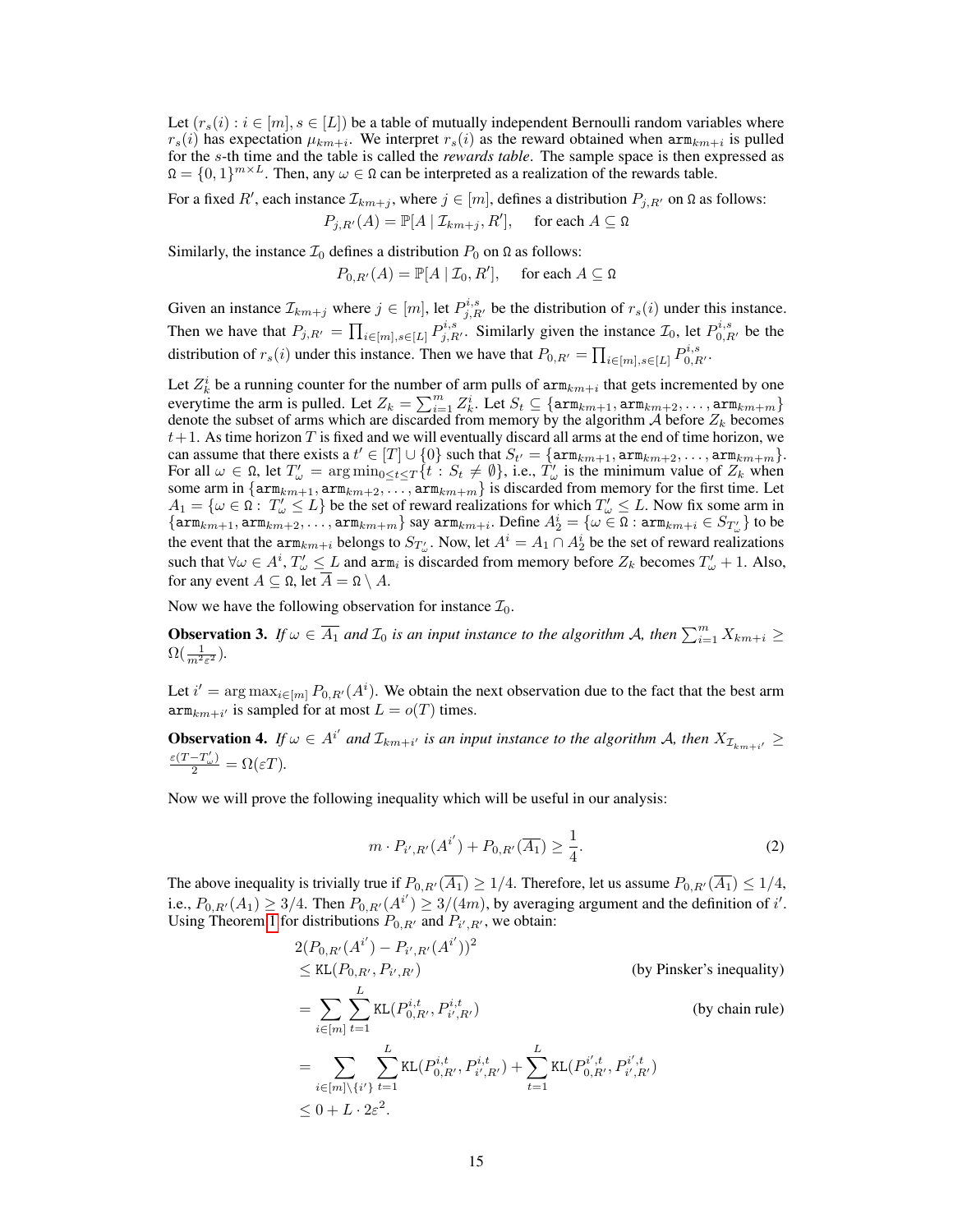Let $(r_s(i) : i \in [m], s \in [L])$ be a table of mutually independent Bernoulli random variables where $r_s(i)$ has expectation $\mu_{km+i}$. We interpret $r_s(i)$ as the reward obtained when $\texttt{arm}_{km+i}$ is pulled for the $s$-th time and the table is called the *rewards table*. The sample space is then expressed as $\Omega = \{0,1\}^{m \times L}$. Then, any $\omega \in \Omega$ can be interpreted as a realization of the rewards table.

For a fixed $R'$, each instance $\mathcal{I}_{km+j}$, where $j \in [m]$, defines a distribution $P_{j,R'}$ on $\Omega$ as follows:

$$P_{j,R'}(A) = \mathbb{P}[A \mid \mathcal{I}_{km+j}, R'], \quad \text{for each } A \subseteq \Omega$$

Similarly, the instance $\mathcal{I}_0$ defines a distribution $P_0$ on $\Omega$ as follows:

$$P_{0,R'}(A) = \mathbb{P}[A \mid \mathcal{I}_0, R'], \quad \text{for each } A \subseteq \Omega$$

Given an instance $\mathcal{I}_{km+j}$ where $j \in [m]$, let $P^{i,s}_{j,R'}$ be the distribution of $r_s(i)$ under this instance. Then we have that $P_{j,R'} = \prod_{i \in [m], s \in [L]} P^{i,s}_{j,R'}$. Similarly given the instance $\mathcal{I}_0$, let $P^{i,s}_{0,R'}$ be the distribution of $r_s(i)$ under this instance. Then we have that $P_{0,R'} = \prod_{i \in [m], s \in [L]} P^{i,s}_{0,R'}$.

Let $Z^i_k$ be a running counter for the number of arm pulls of $\texttt{arm}_{km+i}$ that gets incremented by one everytime the arm is pulled. Let $Z_k = \sum_{i=1}^m Z^i_k$. Let $S_t \subseteq \{\texttt{arm}_{km+1}, \texttt{arm}_{km+2}, \ldots, \texttt{arm}_{km+m}\}$ denote the subset of arms which are discarded from memory by the algorithm $\mathcal{A}$ before $Z_k$ becomes $t+1$. As time horizon $T$ is fixed and we will eventually discard all arms at the end of time horizon, we can assume that there exists a $t' \in [T] \cup \{0\}$ such that $S_{t'} = \{\texttt{arm}_{km+1}, \texttt{arm}_{km+2}, \ldots, \texttt{arm}_{km+m}\}$. For all $\omega \in \Omega$, let $T'_\omega = \arg\min_{0 \le t \le T}\{t : S_t \neq \emptyset\}$, i.e., $T'_\omega$ is the minimum value of $Z_k$ when some arm in $\{\texttt{arm}_{km+1}, \texttt{arm}_{km+2}, \ldots, \texttt{arm}_{km+m}\}$ is discarded from memory for the first time. Let $A_1 = \{\omega \in \Omega : T'_\omega \le L\}$ be the set of reward realizations for which $T'_\omega \le L$. Now fix some arm in $\{\texttt{arm}_{km+1}, \texttt{arm}_{km+2}, \ldots, \texttt{arm}_{km+m}\}$ say $\texttt{arm}_{km+i}$. Define $A^i_2 = \{\omega \in \Omega : \texttt{arm}_{km+i} \in S_{T'_\omega}\}$ to be the event that the $\texttt{arm}_{km+i}$ belongs to $S_{T'_\omega}$. Now, let $A^i = A_1 \cap A^i_2$ be the set of reward realizations such that $\forall \omega \in A^i$, $T'_\omega \le L$ and $\texttt{arm}_i$ is discarded from memory before $Z_k$ becomes $T'_\omega + 1$. Also, for any event $A \subseteq \Omega$, let $\overline{A} = \Omega \setminus A$.

Now we have the following observation for instance $\mathcal{I}_0$.

**Observation 3.** *If $\omega \in \overline{A_1}$ and $\mathcal{I}_0$ is an input instance to the algorithm $\mathcal{A}$, then $\sum_{i=1}^m X_{km+i} \ge \Omega(\frac{1}{m^2\varepsilon^2})$.*

Let $i' = \arg\max_{i \in [m]} P_{0,R'}(A^i)$. We obtain the next observation due to the fact that the best arm $\texttt{arm}_{km+i'}$ is sampled for at most $L = o(T)$ times.

**Observation 4.** *If $\omega \in A^{i'}$ and $\mathcal{I}_{km+i'}$ is an input instance to the algorithm $\mathcal{A}$, then $X_{\mathcal{I}_{km+i'}} \ge \frac{\varepsilon(T - T'_\omega)}{2} = \Omega(\varepsilon T)$.*

Now we will prove the following inequality which will be useful in our analysis:

$$m \cdot P_{i',R'}(A^{i'}) + P_{0,R'}(\overline{A_1}) \ge \frac{1}{4}. \tag{2}$$

The above inequality is trivially true if $P_{0,R'}(\overline{A_1}) \ge 1/4$. Therefore, let us assume $P_{0,R'}(\overline{A_1}) \le 1/4$, i.e., $P_{0,R'}(A_1) \ge 3/4$. Then $P_{0,R'}(A^{i'}) \ge 3/(4m)$, by averaging argument and the definition of $i'$. Using Theorem 1 for distributions $P_{0,R'}$ and $P_{i',R'}$, we obtain:

$$\begin{aligned}
&2(P_{0,R'}(A^{i'}) - P_{i',R'}(A^{i'}))^2 \\
&\le \texttt{KL}(P_{0,R'}, P_{i',R'}) && \text{(by Pinsker's inequality)} \\
&= \sum_{i \in [m]} \sum_{t=1}^{L} \texttt{KL}(P^{i,t}_{0,R'}, P^{i,t}_{i',R'}) && \text{(by chain rule)} \\
&= \sum_{i \in [m] \setminus \{i'\}} \sum_{t=1}^{L} \texttt{KL}(P^{i,t}_{0,R'}, P^{i,t}_{i',R'}) + \sum_{t=1}^{L} \texttt{KL}(P^{i',t}_{0,R'}, P^{i',t}_{i',R'}) \\
&\le 0 + L \cdot 2\varepsilon^2.
\end{aligned}$$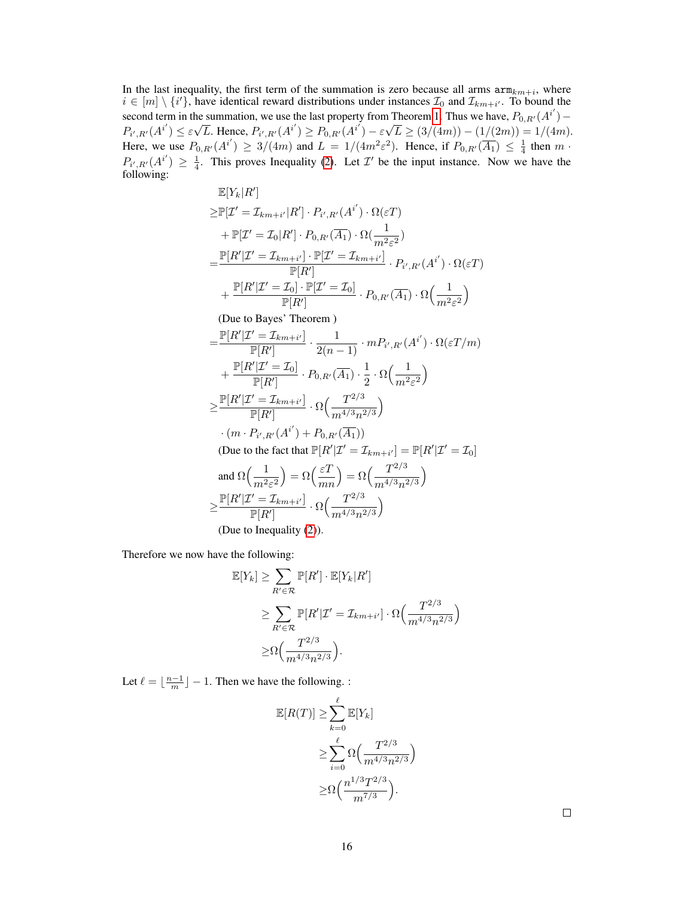In the last inequality, the first term of the summation is zero because all arms $\texttt{arm}_{km+i}$, where $i \in [m] \setminus \{i'\}$, have identical reward distributions under instances $\mathcal{I}_0$ and $\mathcal{I}_{km+i'}$. To bound the second term in the summation, we use the last property from Theorem 1. Thus we have, $P_{0,R'}(A^{i'}) - P_{i',R'}(A^{i'}) \leq \varepsilon\sqrt{L}$. Hence, $P_{i',R'}(A^{i'}) \geq P_{0,R'}(A^{i'}) - \varepsilon\sqrt{L} \geq (3/(4m)) - (1/(2m)) = 1/(4m)$. Here, we use $P_{0,R'}(A^{i'}) \geq 3/(4m)$ and $L = 1/(4m^2\varepsilon^2)$. Hence, if $P_{0,R'}(\overline{A_1}) \leq \frac{1}{4}$ then $m \cdot P_{i',R'}(A^{i'}) \geq \frac{1}{4}$. This proves Inequality (2). Let $\mathcal{I}'$ be the input instance. Now we have the following:

$$
\begin{aligned}
&\mathbb{E}[Y_k|R'] \\
\geq&\mathbb{P}[\mathcal{I}' = \mathcal{I}_{km+i'}|R'] \cdot P_{i',R'}(A^{i'}) \cdot \Omega(\varepsilon T) \\
&+ \mathbb{P}[\mathcal{I}' = \mathcal{I}_0|R'] \cdot P_{0,R'}(\overline{A_1}) \cdot \Omega(\frac{1}{m^2\varepsilon^2}) \\
=&\frac{\mathbb{P}[R'|\mathcal{I}' = \mathcal{I}_{km+i'}] \cdot \mathbb{P}[\mathcal{I}' = \mathcal{I}_{km+i'}]}{\mathbb{P}[R']} \cdot P_{i',R'}(A^{i'}) \cdot \Omega(\varepsilon T) \\
&+ \frac{\mathbb{P}[R'|\mathcal{I}' = \mathcal{I}_0] \cdot \mathbb{P}[\mathcal{I}' = \mathcal{I}_0]}{\mathbb{P}[R']} \cdot P_{0,R'}(\overline{A_1}) \cdot \Omega\Big(\frac{1}{m^2\varepsilon^2}\Big) \\
&\text{(Due to Bayes' Theorem )} \\
=&\frac{\mathbb{P}[R'|\mathcal{I}' = \mathcal{I}_{km+i'}]}{\mathbb{P}[R']} \cdot \frac{1}{2(n-1)} \cdot mP_{i',R'}(A^{i'}) \cdot \Omega(\varepsilon T/m) \\
&+ \frac{\mathbb{P}[R'|\mathcal{I}' = \mathcal{I}_0]}{\mathbb{P}[R']} \cdot P_{0,R'}(\overline{A_1}) \cdot \frac{1}{2} \cdot \Omega\Big(\frac{1}{m^2\varepsilon^2}\Big) \\
\geq&\frac{\mathbb{P}[R'|\mathcal{I}' = \mathcal{I}_{km+i'}]}{\mathbb{P}[R']} \cdot \Omega\Big(\frac{T^{2/3}}{m^{4/3}n^{2/3}}\Big) \\
&\cdot (m \cdot P_{i',R'}(A^{i'}) + P_{0,R'}(\overline{A_1})) \\
&\text{(Due to the fact that } \mathbb{P}[R'|\mathcal{I}' = \mathcal{I}_{km+i'}] = \mathbb{P}[R'|\mathcal{I}' = \mathcal{I}_0] \\
&\text{and } \Omega\Big(\frac{1}{m^2\varepsilon^2}\Big) = \Omega\Big(\frac{\varepsilon T}{mn}\Big) = \Omega\Big(\frac{T^{2/3}}{m^{4/3}n^{2/3}}\Big) \\
\geq&\frac{\mathbb{P}[R'|\mathcal{I}' = \mathcal{I}_{km+i'}]}{\mathbb{P}[R']} \cdot \Omega\Big(\frac{T^{2/3}}{m^{4/3}n^{2/3}}\Big) \\
&\text{(Due to Inequality (2)).}
\end{aligned}
$$

Therefore we now have the following:

$$
\begin{aligned}
\mathbb{E}[Y_k] &\geq \sum_{R' \in \mathcal{R}} \mathbb{P}[R'] \cdot \mathbb{E}[Y_k|R'] \\
&\geq \sum_{R' \in \mathcal{R}} \mathbb{P}[R'|\mathcal{I}' = \mathcal{I}_{km+i'}] \cdot \Omega\Big(\frac{T^{2/3}}{m^{4/3}n^{2/3}}\Big) \\
&\geq \Omega\Big(\frac{T^{2/3}}{m^{4/3}n^{2/3}}\Big).
\end{aligned}
$$

Let $\ell = \lfloor \frac{n-1}{m} \rfloor - 1$. Then we have the following. :

$$
\begin{aligned}
\mathbb{E}[R(T)] &\geq \sum_{k=0}^{\ell} \mathbb{E}[Y_k] \\
&\geq \sum_{i=0}^{\ell} \Omega\Big(\frac{T^{2/3}}{m^{4/3}n^{2/3}}\Big) \\
&\geq \Omega\Big(\frac{n^{1/3}T^{2/3}}{m^{7/3}}\Big).
\end{aligned}
$$

□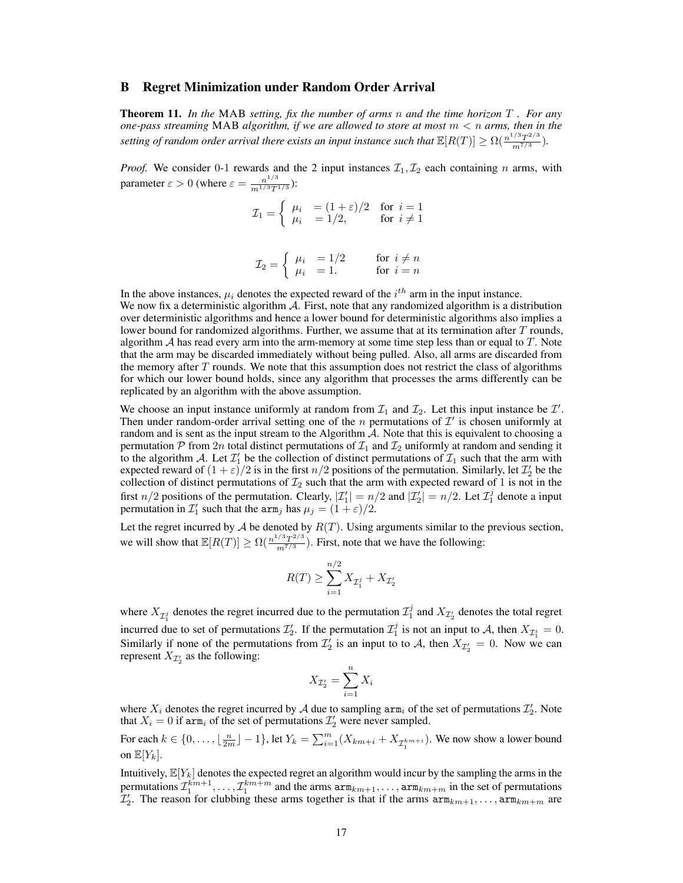## B Regret Minimization under Random Order Arrival

**Theorem 11.** *In the* MAB *setting, fix the number of arms $n$ and the time horizon $T$. For any one-pass streaming* MAB *algorithm, if we are allowed to store at most $m < n$ arms, then in the setting of random order arrival there exists an input instance such that $\mathbb{E}[R(T)] \geq \Omega(\frac{n^{1/3}T^{2/3}}{m^{7/3}})$.*

*Proof.* We consider 0-1 rewards and the 2 input instances $\mathcal{I}_1, \mathcal{I}_2$ each containing $n$ arms, with parameter $\varepsilon > 0$ (where $\varepsilon = \frac{n^{1/3}}{m^{1/3}T^{1/3}}$):

$$\mathcal{I}_1 = \begin{cases} \mu_i &= (1+\varepsilon)/2 \quad \text{for } i = 1 \\ \mu_i &= 1/2, \quad\quad\quad \text{for } i \neq 1 \end{cases}$$

$$\mathcal{I}_2 = \begin{cases} \mu_i &= 1/2 \quad\quad \text{for } i \neq n \\ \mu_i &= 1. \quad\quad\quad \text{for } i = n \end{cases}$$

In the above instances, $\mu_i$ denotes the expected reward of the $i^{th}$ arm in the input instance.
We now fix a deterministic algorithm $\mathcal{A}$. First, note that any randomized algorithm is a distribution over deterministic algorithms and hence a lower bound for deterministic algorithms also implies a lower bound for randomized algorithms. Further, we assume that at its termination after $T$ rounds, algorithm $\mathcal{A}$ has read every arm into the arm-memory at some time step less than or equal to $T$. Note that the arm may be discarded immediately without being pulled. Also, all arms are discarded from the memory after $T$ rounds. We note that this assumption does not restrict the class of algorithms for which our lower bound holds, since any algorithm that processes the arms differently can be replicated by an algorithm with the above assumption.

We choose an input instance uniformly at random from $\mathcal{I}_1$ and $\mathcal{I}_2$. Let this input instance be $\mathcal{I}'$. Then under random-order arrival setting one of the $n$ permutations of $\mathcal{I}'$ is chosen uniformly at random and is sent as the input stream to the Algorithm $\mathcal{A}$. Note that this is equivalent to choosing a permutation $\mathcal{P}$ from $2n$ total distinct permutations of $\mathcal{I}_1$ and $\mathcal{I}_2$ uniformly at random and sending it to the algorithm $\mathcal{A}$. Let $\mathcal{I}_1'$ be the collection of distinct permutations of $\mathcal{I}_1$ such that the arm with expected reward of $(1+\varepsilon)/2$ is in the first $n/2$ positions of the permutation. Similarly, let $\mathcal{I}_2'$ be the collection of distinct permutations of $\mathcal{I}_2$ such that the arm with expected reward of 1 is not in the first $n/2$ positions of the permutation. Clearly, $|\mathcal{I}_1'| = n/2$ and $|\mathcal{I}_2'| = n/2$. Let $\mathcal{I}_1^j$ denote a input permutation in $\mathcal{I}_1'$ such that the $\texttt{arm}_j$ has $\mu_j = (1+\varepsilon)/2$.

Let the regret incurred by $\mathcal{A}$ be denoted by $R(T)$. Using arguments similar to the previous section, we will show that $\mathbb{E}[R(T)] \geq \Omega(\frac{n^{1/3}T^{2/3}}{m^{7/3}})$. First, note that we have the following:

$$R(T) \geq \sum_{i=1}^{n/2} X_{\mathcal{I}_1^j} + X_{\mathcal{I}_2'}$$

where $X_{\mathcal{I}_1^j}$ denotes the regret incurred due to the permutation $\mathcal{I}_1^j$ and $X_{\mathcal{I}_2'}$ denotes the total regret incurred due to set of permutations $\mathcal{I}_2'$. If the permutation $\mathcal{I}_1^j$ is not an input to $\mathcal{A}$, then $X_{\mathcal{I}_1^i} = 0$. Similarly if none of the permutations from $\mathcal{I}_2'$ is an input to to $\mathcal{A}$, then $X_{\mathcal{I}_2'} = 0$. Now we can represent $X_{\mathcal{I}_2'}$ as the following:

$$X_{\mathcal{I}_2'} = \sum_{i=1}^{n} X_i$$

where $X_i$ denotes the regret incurred by $\mathcal{A}$ due to sampling $\texttt{arm}_i$ of the set of permutations $\mathcal{I}_2'$. Note that $X_i = 0$ if $\texttt{arm}_i$ of the set of permutations $\mathcal{I}_2'$ were never sampled.

For each $k \in \{0, \ldots, \lfloor \frac{n}{2m} \rfloor - 1\}$, let $Y_k = \sum_{i=1}^{m} (X_{km+i} + X_{\mathcal{I}_1^{km+i}})$. We now show a lower bound on $\mathbb{E}[Y_k]$.

Intuitively, $\mathbb{E}[Y_k]$ denotes the expected regret an algorithm would incur by the sampling the arms in the permutations $\mathcal{I}_1^{km+1}, \ldots, \mathcal{I}_1^{km+m}$ and the arms $\texttt{arm}_{km+1}, \ldots, \texttt{arm}_{km+m}$ in the set of permutations $\mathcal{I}_2'$. The reason for clubbing these arms together is that if the arms $\texttt{arm}_{km+1}, \ldots, \texttt{arm}_{km+m}$ are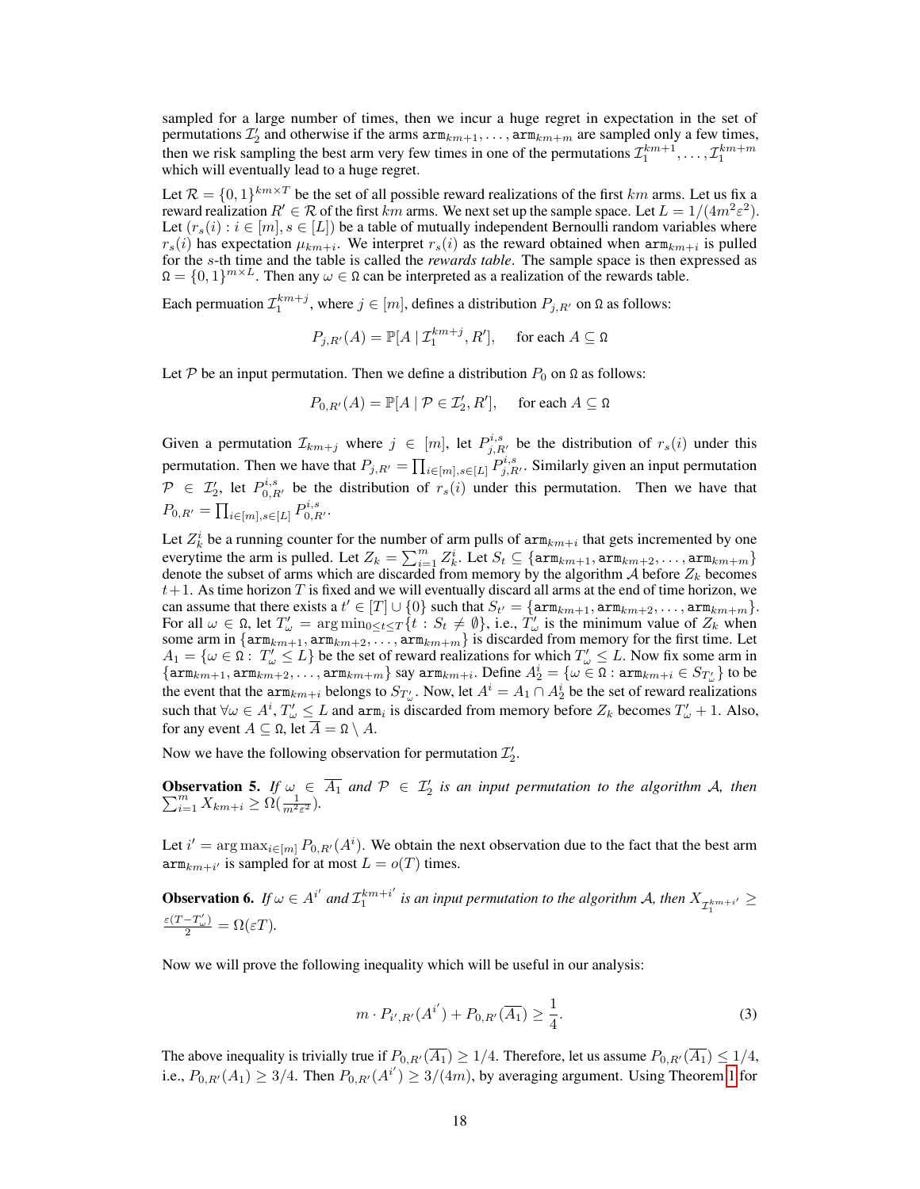sampled for a large number of times, then we incur a huge regret in expectation in the set of permutations $\mathcal{I}_2'$ and otherwise if the arms $\texttt{arm}_{km+1}, \ldots, \texttt{arm}_{km+m}$ are sampled only a few times, then we risk sampling the best arm very few times in one of the permutations $\mathcal{I}_1^{km+1}, \ldots, \mathcal{I}_1^{km+m}$ which will eventually lead to a huge regret.

Let $\mathcal{R} = \{0,1\}^{km \times T}$ be the set of all possible reward realizations of the first $km$ arms. Let us fix a reward realization $R' \in \mathcal{R}$ of the first $km$ arms. We next set up the sample space. Let $L = 1/(4m^2\varepsilon^2)$. Let $(r_s(i) : i \in [m], s \in [L])$ be a table of mutually independent Bernoulli random variables where $r_s(i)$ has expectation $\mu_{km+i}$. We interpret $r_s(i)$ as the reward obtained when $\texttt{arm}_{km+i}$ is pulled for the $s$-th time and the table is called the *rewards table*. The sample space is then expressed as $\Omega = \{0,1\}^{m \times L}$. Then any $\omega \in \Omega$ can be interpreted as a realization of the rewards table.

Each permuation $\mathcal{I}_1^{km+j}$, where $j \in [m]$, defines a distribution $P_{j,R'}$ on $\Omega$ as follows:

$$P_{j,R'}(A) = \mathbb{P}[A \mid \mathcal{I}_1^{km+j}, R'], \quad \text{for each } A \subseteq \Omega$$

Let $\mathcal{P}$ be an input permutation. Then we define a distribution $P_0$ on $\Omega$ as follows:

$$P_{0,R'}(A) = \mathbb{P}[A \mid \mathcal{P} \in \mathcal{I}_2', R'], \quad \text{for each } A \subseteq \Omega$$

Given a permutation $\mathcal{I}_{km+j}$ where $j \in [m]$, let $P_{j,R'}^{i,s}$ be the distribution of $r_s(i)$ under this permutation. Then we have that $P_{j,R'} = \prod_{i \in [m], s \in [L]} P_{j,R'}^{i,s}$. Similarly given an input permutation $\mathcal{P} \in \mathcal{I}_2'$, let $P_{0,R'}^{i,s}$ be the distribution of $r_s(i)$ under this permutation. Then we have that $P_{0,R'} = \prod_{i \in [m], s \in [L]} P_{0,R'}^{i,s}$.

Let $Z_k^i$ be a running counter for the number of arm pulls of $\texttt{arm}_{km+i}$ that gets incremented by one everytime the arm is pulled. Let $Z_k = \sum_{i=1}^m Z_k^i$. Let $S_t \subseteq \{\texttt{arm}_{km+1}, \texttt{arm}_{km+2}, \ldots, \texttt{arm}_{km+m}\}$ denote the subset of arms which are discarded from memory by the algorithm $\mathcal{A}$ before $Z_k$ becomes $t+1$. As time horizon $T$ is fixed and we will eventually discard all arms at the end of time horizon, we can assume that there exists a $t' \in [T] \cup \{0\}$ such that $S_{t'} = \{\texttt{arm}_{km+1}, \texttt{arm}_{km+2}, \ldots, \texttt{arm}_{km+m}\}$. For all $\omega \in \Omega$, let $T'_\omega = \arg\min_{0 \le t \le T}\{t : S_t \neq \emptyset\}$, i.e., $T'_\omega$ is the minimum value of $Z_k$ when some arm in $\{\texttt{arm}_{km+1}, \texttt{arm}_{km+2}, \ldots, \texttt{arm}_{km+m}\}$ is discarded from memory for the first time. Let $A_1 = \{\omega \in \Omega : T'_\omega \le L\}$ be the set of reward realizations for which $T'_\omega \le L$. Now fix some arm in $\{\texttt{arm}_{km+1}, \texttt{arm}_{km+2}, \ldots, \texttt{arm}_{km+m}\}$ say $\texttt{arm}_{km+i}$. Define $A_2^i = \{\omega \in \Omega : \texttt{arm}_{km+i} \in S_{T'_\omega}\}$ to be the event that the $\texttt{arm}_{km+i}$ belongs to $S_{T'_\omega}$. Now, let $A^i = A_1 \cap A_2^i$ be the set of reward realizations such that $\forall \omega \in A^i, T'_\omega \le L$ and $\texttt{arm}_i$ is discarded from memory before $Z_k$ becomes $T'_\omega + 1$. Also, for any event $A \subseteq \Omega$, let $\overline{A} = \Omega \setminus A$.

Now we have the following observation for permutation $\mathcal{I}_2'$.

**Observation 5.** *If $\omega \in \overline{A_1}$ and $\mathcal{P} \in \mathcal{I}_2'$ is an input permutation to the algorithm $\mathcal{A}$, then $\sum_{i=1}^m X_{km+i} \ge \Omega(\frac{1}{m^2\varepsilon^2})$.*

Let $i' = \arg\max_{i \in [m]} P_{0,R'}(A^i)$. We obtain the next observation due to the fact that the best arm $\texttt{arm}_{km+i'}$ is sampled for at most $L = o(T)$ times.

**Observation 6.** *If $\omega \in A^{i'}$ and $\mathcal{I}_1^{km+i'}$ is an input permutation to the algorithm $\mathcal{A}$, then $X_{\mathcal{I}_1^{km+i'}} \ge \frac{\varepsilon(T - T'_\omega)}{2} = \Omega(\varepsilon T)$.*

Now we will prove the following inequality which will be useful in our analysis:

$$m \cdot P_{i',R'}(A^{i'}) + P_{0,R'}(\overline{A_1}) \ge \frac{1}{4}. \tag{3}$$

The above inequality is trivially true if $P_{0,R'}(\overline{A_1}) \ge 1/4$. Therefore, let us assume $P_{0,R'}(\overline{A_1}) \le 1/4$, i.e., $P_{0,R'}(A_1) \ge 3/4$. Then $P_{0,R'}(A^{i'}) \ge 3/(4m)$, by averaging argument. Using Theorem 1 for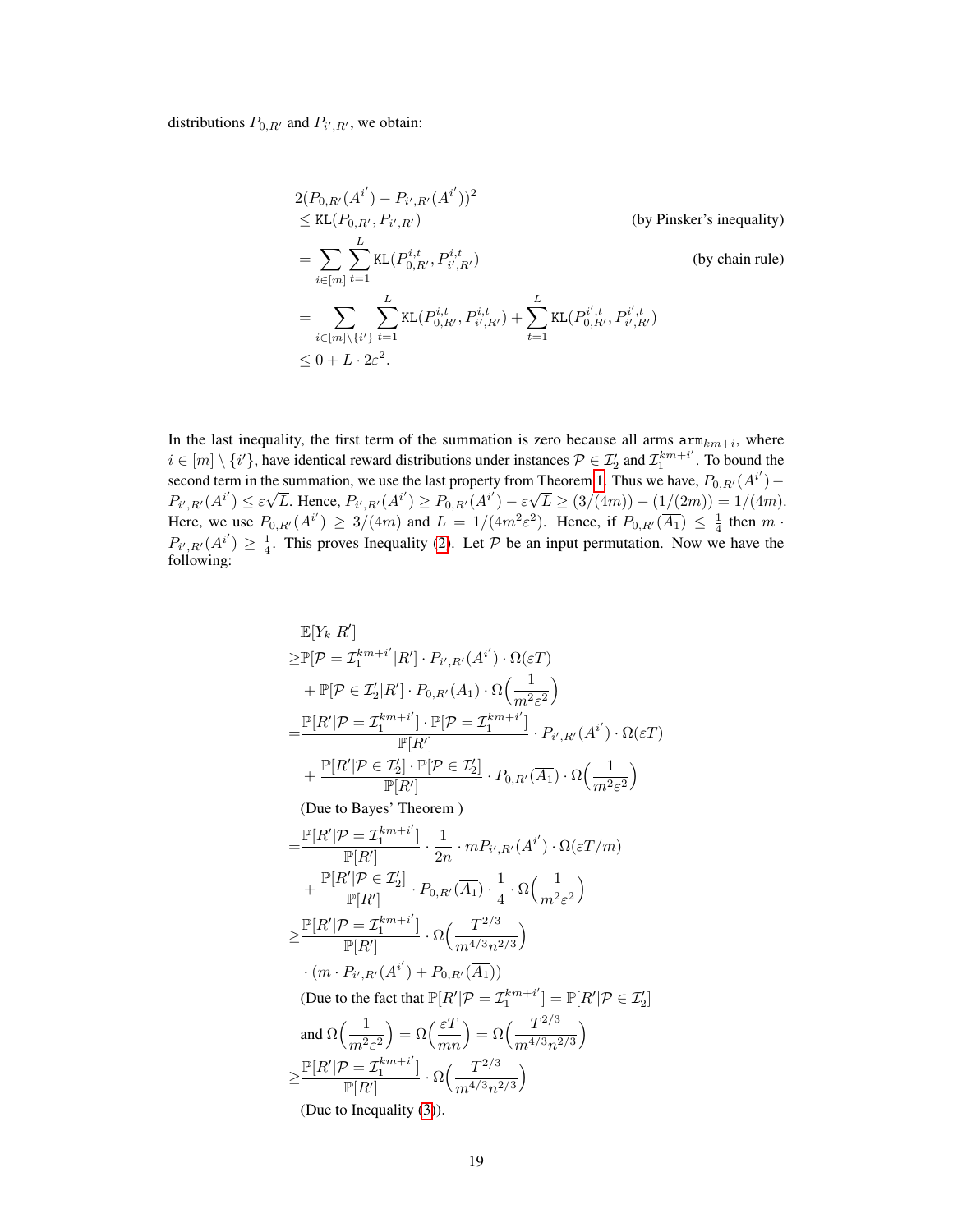distributions $P_{0,R'}$ and $P_{i',R'}$, we obtain:

$$
\begin{aligned}
&2(P_{0,R'}(A^{i'}) - P_{i',R'}(A^{i'}))^2 \\
&\leq \texttt{KL}(P_{0,R'}, P_{i',R'}) && \text{(by Pinsker's inequality)} \\
&= \sum_{i\in[m]} \sum_{t=1}^{L} \texttt{KL}(P_{0,R'}^{i,t}, P_{i',R'}^{i,t}) && \text{(by chain rule)} \\
&= \sum_{i\in[m]\setminus\{i'\}} \sum_{t=1}^{L} \texttt{KL}(P_{0,R'}^{i,t}, P_{i',R'}^{i,t}) + \sum_{t=1}^{L} \texttt{KL}(P_{0,R'}^{i',t}, P_{i',R'}^{i',t}) \\
&\leq 0 + L \cdot 2\varepsilon^2.
\end{aligned}
$$

In the last inequality, the first term of the summation is zero because all arms $\texttt{arm}_{km+i}$, where $i \in [m] \setminus \{i'\}$, have identical reward distributions under instances $\mathcal{P} \in \mathcal{I}_2'$ and $\mathcal{I}_1^{km+i'}$. To bound the second term in the summation, we use the last property from Theorem 1. Thus we have, $P_{0,R'}(A^{i'}) - P_{i',R'}(A^{i'}) \leq \varepsilon\sqrt{L}$. Hence, $P_{i',R'}(A^{i'}) \geq P_{0,R'}(A^{i'}) - \varepsilon\sqrt{L} \geq (3/(4m)) - (1/(2m)) = 1/(4m)$. Here, we use $P_{0,R'}(A^{i'}) \geq 3/(4m)$ and $L = 1/(4m^2\varepsilon^2)$. Hence, if $P_{0,R'}(\overline{A_1}) \leq \frac{1}{4}$ then $m \cdot P_{i',R'}(A^{i'}) \geq \frac{1}{4}$. This proves Inequality (2). Let $\mathcal{P}$ be an input permutation. Now we have the following:

$$
\begin{aligned}
&\mathbb{E}[Y_k|R'] \\
\geq& \mathbb{P}[\mathcal{P} = \mathcal{I}_1^{km+i'}|R'] \cdot P_{i',R'}(A^{i'}) \cdot \Omega(\varepsilon T) \\
&+ \mathbb{P}[\mathcal{P} \in \mathcal{I}_2'|R'] \cdot P_{0,R'}(\overline{A_1}) \cdot \Omega\Big(\frac{1}{m^2\varepsilon^2}\Big) \\
=& \frac{\mathbb{P}[R'|\mathcal{P} = \mathcal{I}_1^{km+i'}] \cdot \mathbb{P}[\mathcal{P} = \mathcal{I}_1^{km+i'}]}{\mathbb{P}[R']} \cdot P_{i',R'}(A^{i'}) \cdot \Omega(\varepsilon T) \\
&+ \frac{\mathbb{P}[R'|\mathcal{P} \in \mathcal{I}_2'] \cdot \mathbb{P}[\mathcal{P} \in \mathcal{I}_2']}{\mathbb{P}[R']} \cdot P_{0,R'}(\overline{A_1}) \cdot \Omega\Big(\frac{1}{m^2\varepsilon^2}\Big) \\
&\text{(Due to Bayes' Theorem )} \\
=& \frac{\mathbb{P}[R'|\mathcal{P} = \mathcal{I}_1^{km+i'}]}{\mathbb{P}[R']} \cdot \frac{1}{2n} \cdot mP_{i',R'}(A^{i'}) \cdot \Omega(\varepsilon T/m) \\
&+ \frac{\mathbb{P}[R'|\mathcal{P} \in \mathcal{I}_2']}{\mathbb{P}[R']} \cdot P_{0,R'}(\overline{A_1}) \cdot \frac{1}{4} \cdot \Omega\Big(\frac{1}{m^2\varepsilon^2}\Big) \\
\geq& \frac{\mathbb{P}[R'|\mathcal{P} = \mathcal{I}_1^{km+i'}]}{\mathbb{P}[R']} \cdot \Omega\Big(\frac{T^{2/3}}{m^{4/3}n^{2/3}}\Big) \\
&\cdot (m \cdot P_{i',R'}(A^{i'}) + P_{0,R'}(\overline{A_1})) \\
&\text{(Due to the fact that } \mathbb{P}[R'|\mathcal{P} = \mathcal{I}_1^{km+i'}] = \mathbb{P}[R'|\mathcal{P} \in \mathcal{I}_2'] \\
&\text{and } \Omega\Big(\frac{1}{m^2\varepsilon^2}\Big) = \Omega\Big(\frac{\varepsilon T}{mn}\Big) = \Omega\Big(\frac{T^{2/3}}{m^{4/3}n^{2/3}}\Big) \\
\geq& \frac{\mathbb{P}[R'|\mathcal{P} = \mathcal{I}_1^{km+i'}]}{\mathbb{P}[R']} \cdot \Omega\Big(\frac{T^{2/3}}{m^{4/3}n^{2/3}}\Big) \\
&\text{(Due to Inequality (3)).}
\end{aligned}
$$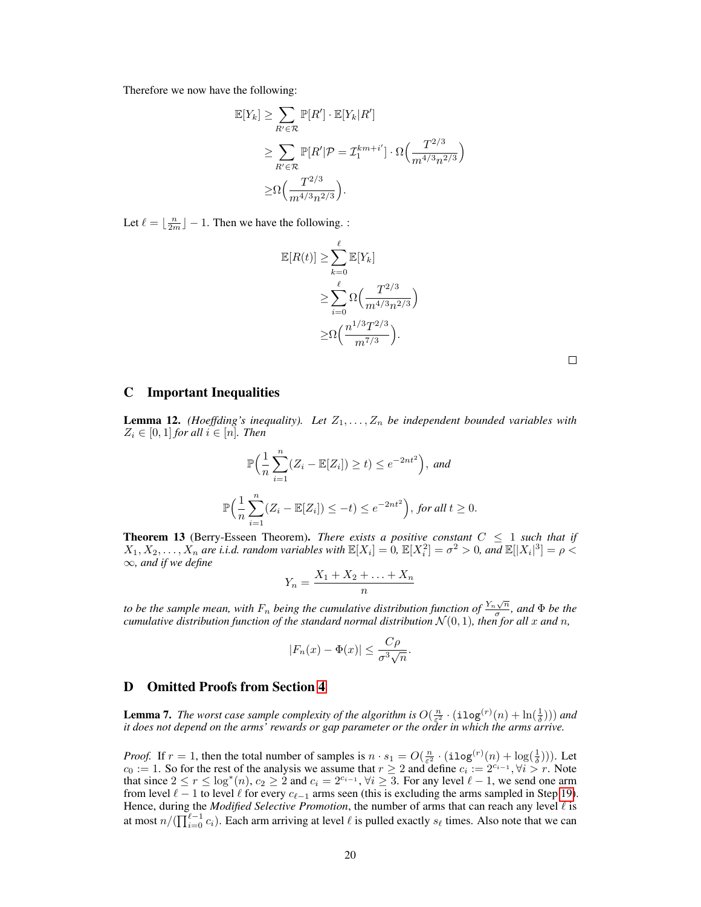Therefore we now have the following:

$$
\begin{aligned}
\mathbb{E}[Y_k] \geq & \sum_{R' \in \mathcal{R}} \mathbb{P}[R'] \cdot \mathbb{E}[Y_k | R'] \\
\geq & \sum_{R' \in \mathcal{R}} \mathbb{P}[R' | \mathcal{P} = \mathcal{I}_1^{km+i'}] \cdot \Omega\Big(\frac{T^{2/3}}{m^{4/3} n^{2/3}}\Big) \\
\geq & \Omega\Big(\frac{T^{2/3}}{m^{4/3} n^{2/3}}\Big).
\end{aligned}
$$

Let $\ell = \lfloor \frac{n}{2m} \rfloor - 1$. Then we have the following. :

$$
\begin{aligned}
\mathbb{E}[R(t)] \geq & \sum_{k=0}^{\ell} \mathbb{E}[Y_k] \\
\geq & \sum_{i=0}^{\ell} \Omega\Big(\frac{T^{2/3}}{m^{4/3} n^{2/3}}\Big) \\
\geq & \Omega\Big(\frac{n^{1/3} T^{2/3}}{m^{7/3}}\Big).
\end{aligned}
$$

□

## C Important Inequalities

**Lemma 12.** *(Hoeffding's inequality). Let $Z_1, \ldots, Z_n$ be independent bounded variables with $Z_i \in [0,1]$ for all $i \in [n]$. Then*

$$
\mathbb{P}\Big(\frac{1}{n}\sum_{i=1}^{n}(Z_i - \mathbb{E}[Z_i]) \geq t) \leq e^{-2nt^2}\Big), \text{ and}
$$

$$
\mathbb{P}\Big(\frac{1}{n}\sum_{i=1}^{n}(Z_i - \mathbb{E}[Z_i]) \leq -t) \leq e^{-2nt^2}\Big), \text{ for all } t \geq 0.
$$

**Theorem 13** (Berry-Esseen Theorem)**.** *There exists a positive constant $C \leq 1$ such that if $X_1, X_2, \ldots, X_n$ are i.i.d. random variables with $\mathbb{E}[X_i] = 0$, $\mathbb{E}[X_i^2] = \sigma^2 > 0$, and $\mathbb{E}[|X_i|^3] = \rho < \infty$, and if we define*

$$
Y_n = \frac{X_1 + X_2 + \ldots + X_n}{n}
$$

*to be the sample mean, with $F_n$ being the cumulative distribution function of $\frac{Y_n \sqrt{n}}{\sigma}$, and $\Phi$ be the cumulative distribution function of the standard normal distribution $\mathcal{N}(0,1)$, then for all $x$ and $n$,*

$$
|F_n(x) - \Phi(x)| \leq \frac{C\rho}{\sigma^3 \sqrt{n}}.
$$

## D Omitted Proofs from Section 4

**Lemma 7.** *The worst case sample complexity of the algorithm is $O(\frac{n}{\varepsilon^2} \cdot (\texttt{ilog}^{(r)}(n) + \ln(\frac{1}{\delta})))$ and it does not depend on the arms' rewards or gap parameter or the order in which the arms arrive.*

*Proof.* If $r = 1$, then the total number of samples is $n \cdot s_1 = O(\frac{n}{\varepsilon^2} \cdot (\texttt{ilog}^{(r)}(n) + \log(\frac{1}{\delta})))$. Let $c_0 := 1$. So for the rest of the analysis we assume that $r \geq 2$ and define $c_i := 2^{c_{i-1}}, \forall i > r$. Note that since $2 \leq r \leq \log^*(n)$, $c_2 \geq 2$ and $c_i = 2^{c_{i-1}}, \forall i \geq 3$. For any level $\ell - 1$, we send one arm from level $\ell - 1$ to level $\ell$ for every $c_{\ell-1}$ arms seen (this is excluding the arms sampled in Step 19). Hence, during the *Modified Selective Promotion*, the number of arms that can reach any level $\ell$ is at most $n/(\prod_{i=0}^{\ell-1} c_i)$. Each arm arriving at level $\ell$ is pulled exactly $s_\ell$ times. Also note that we can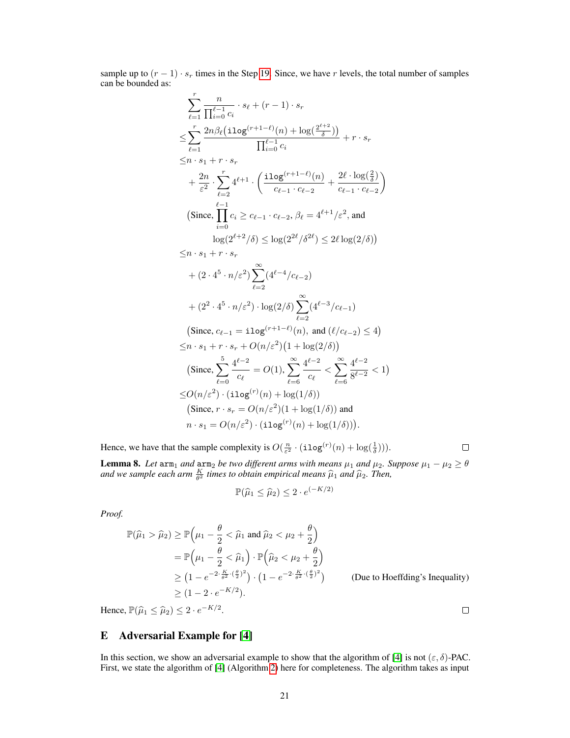sample up to $(r-1) \cdot s_r$ times in the Step 19. Since, we have $r$ levels, the total number of samples can be bounded as:

$$
\begin{aligned}
&\sum_{\ell=1}^{r} \frac{n}{\prod_{i=0}^{\ell-1} c_i} \cdot s_\ell + (r-1) \cdot s_r \\
\leq &\sum_{\ell=1}^{r} \frac{2n\beta_\ell\big(\texttt{ilog}^{(r+1-\ell)}(n) + \log(\frac{2^{\ell+2}}{\delta})\big)}{\prod_{i=0}^{\ell-1} c_i} + r \cdot s_r \\
\leq & n \cdot s_1 + r \cdot s_r \\
&+ \frac{2n}{\varepsilon^2} \cdot \sum_{\ell=2}^{r} 4^{\ell+1} \cdot \left( \frac{\texttt{ilog}^{(r+1-\ell)}(n)}{c_{\ell-1} \cdot c_{\ell-2}} + \frac{2\ell \cdot \log(\frac{2}{\delta})}{c_{\ell-1} \cdot c_{\ell-2}} \right) \\
&\Big(\text{Since, } \prod_{i=0}^{\ell-1} c_i \geq c_{\ell-1} \cdot c_{\ell-2},\ \beta_\ell = 4^{\ell+1}/\varepsilon^2, \text{ and} \\
&\qquad \log(2^{\ell+2}/\delta) \leq \log(2^{2\ell}/\delta^{2\ell}) \leq 2\ell \log(2/\delta)\Big) \\
\leq & n \cdot s_1 + r \cdot s_r \\
&+ (2 \cdot 4^5 \cdot n/\varepsilon^2) \sum_{\ell=2}^{\infty} (4^{\ell-4}/c_{\ell-2}) \\
&+ (2^2 \cdot 4^5 \cdot n/\varepsilon^2) \cdot \log(2/\delta) \sum_{\ell=2}^{\infty} (4^{\ell-3}/c_{\ell-1}) \\
&\big(\text{Since, } c_{\ell-1} = \texttt{ilog}^{(r+1-\ell)}(n), \text{ and } (\ell/c_{\ell-2}) \leq 4\big) \\
\leq & n \cdot s_1 + r \cdot s_r + O(n/\varepsilon^2)\big(1 + \log(2/\delta)\big) \\
&\Big(\text{Since, } \sum_{\ell=0}^{5} \frac{4^{\ell-2}}{c_\ell} = O(1), \sum_{\ell=6}^{\infty} \frac{4^{\ell-2}}{c_\ell} < \sum_{\ell=6}^{\infty} \frac{4^{\ell-2}}{8^{\ell-2}} < 1\Big) \\
\leq & O(n/\varepsilon^2) \cdot (\texttt{ilog}^{(r)}(n) + \log(1/\delta)) \\
&\big(\text{Since, } r \cdot s_r = O(n/\varepsilon^2)(1 + \log(1/\delta)) \text{ and} \\
&\ n \cdot s_1 = O(n/\varepsilon^2) \cdot (\texttt{ilog}^{(r)}(n) + \log(1/\delta))\big).
\end{aligned}
$$

Hence, we have that the sample complexity is $O(\frac{n}{\varepsilon^2} \cdot (\texttt{ilog}^{(r)}(n) + \log(\frac{1}{\delta})))$. ∎

**Lemma 8.** *Let $\texttt{arm}_1$ and $\texttt{arm}_2$ be two different arms with means $\mu_1$ and $\mu_2$. Suppose $\mu_1 - \mu_2 \geq \theta$ and we sample each arm $\frac{K}{\theta^2}$ times to obtain empirical means $\widehat{\mu}_1$ and $\widehat{\mu}_2$. Then,*

$$\mathbb{P}(\widehat{\mu}_1 \leq \widehat{\mu}_2) \leq 2 \cdot e^{(-K/2)}$$

*Proof.*

$$
\begin{aligned}
\mathbb{P}(\widehat{\mu}_1 > \widehat{\mu}_2) &\geq \mathbb{P}\Big(\mu_1 - \frac{\theta}{2} < \widehat{\mu}_1 \text{ and } \widehat{\mu}_2 < \mu_2 + \frac{\theta}{2}\Big) \\
&= \mathbb{P}\Big(\mu_1 - \frac{\theta}{2} < \widehat{\mu}_1\Big) \cdot \mathbb{P}\Big(\widehat{\mu}_2 < \mu_2 + \frac{\theta}{2}\Big) \\
&\geq \big(1 - e^{-2 \cdot \frac{K}{\theta^2} \cdot (\frac{\theta}{2})^2}\big) \cdot \big(1 - e^{-2 \cdot \frac{K}{\theta^2} \cdot (\frac{\theta}{2})^2}\big) \qquad \text{(Due to Hoeffding's Inequality)} \\
&\geq \big(1 - 2 \cdot e^{-K/2}\big).
\end{aligned}
$$

Hence, $\mathbb{P}(\widehat{\mu}_1 \leq \widehat{\mu}_2) \leq 2 \cdot e^{-K/2}$. ∎

## E Adversarial Example for [4]

In this section, we show an adversarial example to show that the algorithm of [4] is not $(\varepsilon, \delta)$-PAC. First, we state the algorithm of [4] (Algorithm 2) here for completeness. The algorithm takes as input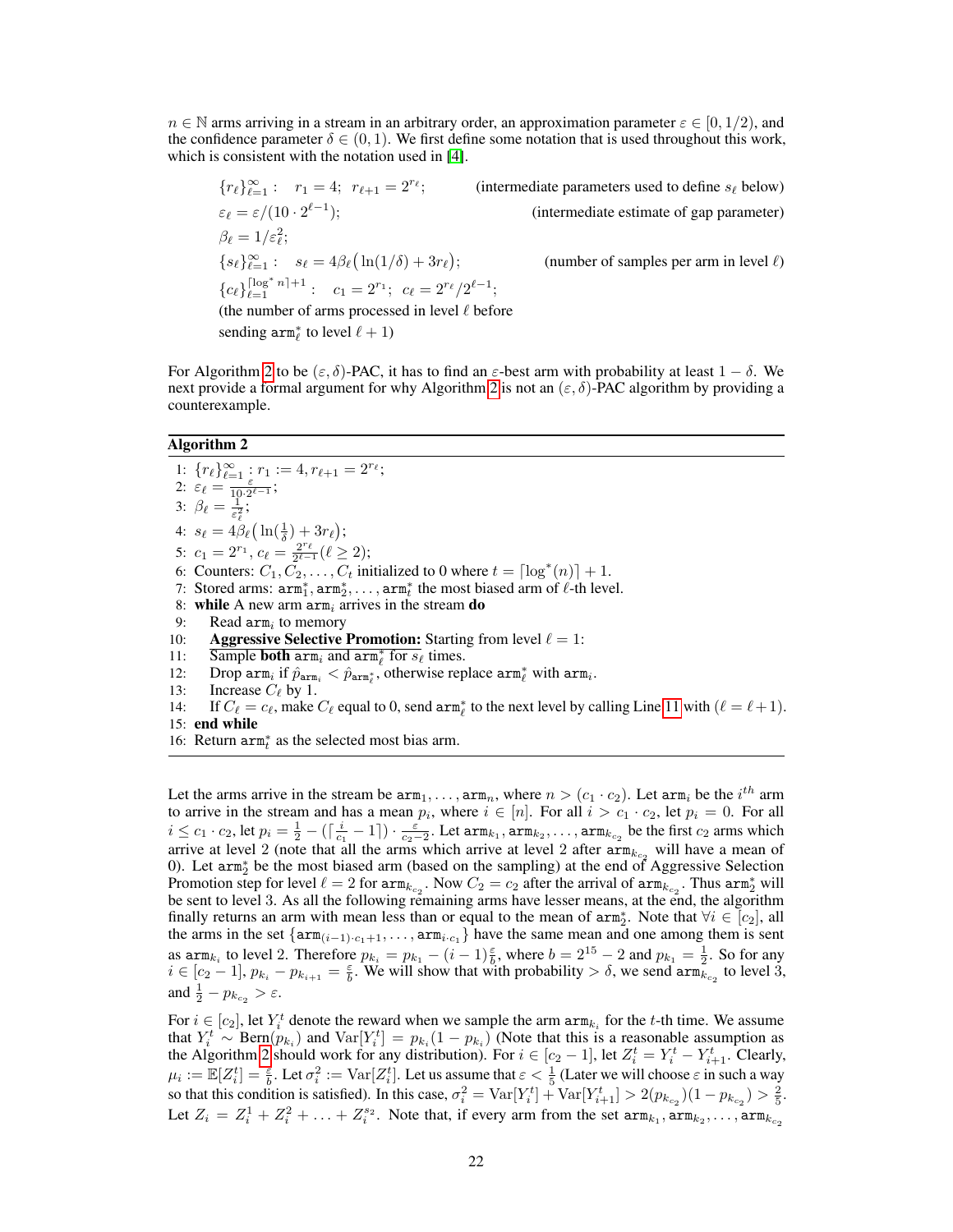$n \in \mathbb{N}$ arms arriving in a stream in an arbitrary order, an approximation parameter $\varepsilon \in [0, 1/2)$, and the confidence parameter $\delta \in (0, 1)$. We first define some notation that is used throughout this work, which is consistent with the notation used in [4].

$\{r_\ell\}_{\ell=1}^{\infty}: \quad r_1 = 4; \;\; r_{\ell+1} = 2^{r_\ell};$ (intermediate parameters used to define $s_\ell$ below)

$\varepsilon_\ell = \varepsilon/(10 \cdot 2^{\ell-1});$ (intermediate estimate of gap parameter)

$\beta_\ell = 1/\varepsilon_\ell^2;$

$\{s_\ell\}_{\ell=1}^{\infty}: \quad s_\ell = 4\beta_\ell\big(\ln(1/\delta) + 3r_\ell\big);$ (number of samples per arm in level $\ell$)

$\{c_\ell\}_{\ell=1}^{\lceil \log^* n \rceil + 1}: \quad c_1 = 2^{r_1}; \;\; c_\ell = 2^{r_\ell}/2^{\ell-1};$

(the number of arms processed in level $\ell$ before sending $\mathtt{arm}_\ell^*$ to level $\ell + 1$)

For Algorithm 2 to be $(\varepsilon, \delta)$-PAC, it has to find an $\varepsilon$-best arm with probability at least $1 - \delta$. We next provide a formal argument for why Algorithm 2 is not an $(\varepsilon, \delta)$-PAC algorithm by providing a counterexample.

**Algorithm 2**

```
1:  {r_ℓ}_{ℓ=1}^∞ : r_1 := 4, r_{ℓ+1} = 2^{r_ℓ};
2:  ε_ℓ = ε / (10·2^{ℓ−1});
3:  β_ℓ = 1/ε_ℓ^2;
4:  s_ℓ = 4β_ℓ( ln(1/δ) + 3r_ℓ );
5:  c_1 = 2^{r_1}, c_ℓ = 2^{r_ℓ} / 2^{ℓ−1} (ℓ ≥ 2);
6:  Counters: C_1, C_2, ..., C_t initialized to 0 where t = ⌈log*(n)⌉ + 1.
7:  Stored arms: arm*_1, arm*_2, ..., arm*_t the most biased arm of ℓ-th level.
8:  while A new arm arm_i arrives in the stream do
9:      Read arm_i to memory
10:     Aggressive Selective Promotion: Starting from level ℓ = 1:
11:     Sample both arm_i and arm*_ℓ for s_ℓ times.
12:     Drop arm_i if p̂_{arm_i} < p̂_{arm*_ℓ}, otherwise replace arm*_ℓ with arm_i.
13:     Increase C_ℓ by 1.
14:     If C_ℓ = c_ℓ, make C_ℓ equal to 0, send arm*_ℓ to the next level by calling Line 11 with (ℓ = ℓ + 1).
15: end while
16: Return arm*_t as the selected most bias arm.
```

Let the arms arrive in the stream be $\mathtt{arm}_1, \ldots, \mathtt{arm}_n$, where $n > (c_1 \cdot c_2)$. Let $\mathtt{arm}_i$ be the $i^{th}$ arm to arrive in the stream and has a mean $p_i$, where $i \in [n]$. For all $i > c_1 \cdot c_2$, let $p_i = 0$. For all $i \le c_1 \cdot c_2$, let $p_i = \frac{1}{2} - (\lceil \frac{i}{c_1} - 1 \rceil) \cdot \frac{\varepsilon}{c_2 - 2}$. Let $\mathtt{arm}_{k_1}, \mathtt{arm}_{k_2}, \ldots, \mathtt{arm}_{k_{c_2}}$ be the first $c_2$ arms which arrive at level 2 (note that all the arms which arrive at level 2 after $\mathtt{arm}_{k_{c_2}}$ will have a mean of 0). Let $\mathtt{arm}_2^*$ be the most biased arm (based on the sampling) at the end of Aggressive Selection Promotion step for level $\ell = 2$ for $\mathtt{arm}_{k_{c_2}}$. Now $C_2 = c_2$ after the arrival of $\mathtt{arm}_{k_{c_2}}$. Thus $\mathtt{arm}_2^*$ will be sent to level 3. As all the following remaining arms have lesser means, at the end, the algorithm finally returns an arm with mean less than or equal to the mean of $\mathtt{arm}_2^*$. Note that $\forall i \in [c_2]$, all the arms in the set $\{\mathtt{arm}_{(i-1)\cdot c_1 + 1}, \ldots, \mathtt{arm}_{i \cdot c_1}\}$ have the same mean and one among them is sent as $\mathtt{arm}_{k_i}$ to level 2. Therefore $p_{k_i} = p_{k_1} - (i-1)\frac{\varepsilon}{b}$, where $b = 2^{15} - 2$ and $p_{k_1} = \frac{1}{2}$. So for any $i \in [c_2 - 1]$, $p_{k_i} - p_{k_{i+1}} = \frac{\varepsilon}{b}$. We will show that with probability $> \delta$, we send $\mathtt{arm}_{k_{c_2}}$ to level 3, and $\frac{1}{2} - p_{k_{c_2}} > \varepsilon$.

For $i \in [c_2]$, let $Y_i^t$ denote the reward when we sample the arm $\mathtt{arm}_{k_i}$ for the $t$-th time. We assume that $Y_i^t \sim \mathrm{Bern}(p_{k_i})$ and $\mathrm{Var}[Y_i^t] = p_{k_i}(1 - p_{k_i})$ (Note that this is a reasonable assumption as the Algorithm 2 should work for any distribution). For $i \in [c_2 - 1]$, let $Z_i^t = Y_i^t - Y_{i+1}^t$. Clearly, $\mu_i := \mathbb{E}[Z_i^t] = \frac{\varepsilon}{b}$. Let $\sigma_i^2 := \mathrm{Var}[Z_i^t]$. Let us assume that $\varepsilon < \frac{1}{5}$ (Later we will choose $\varepsilon$ in such a way so that this condition is satisfied). In this case, $\sigma_i^2 = \mathrm{Var}[Y_i^t] + \mathrm{Var}[Y_{i+1}^t] > 2(p_{k_{c_2}})(1 - p_{k_{c_2}}) > \frac{2}{5}$. Let $Z_i = Z_i^1 + Z_i^2 + \ldots + Z_i^{s_2}$. Note that, if every arm from the set $\mathtt{arm}_{k_1}, \mathtt{arm}_{k_2}, \ldots, \mathtt{arm}_{k_{c_2}}$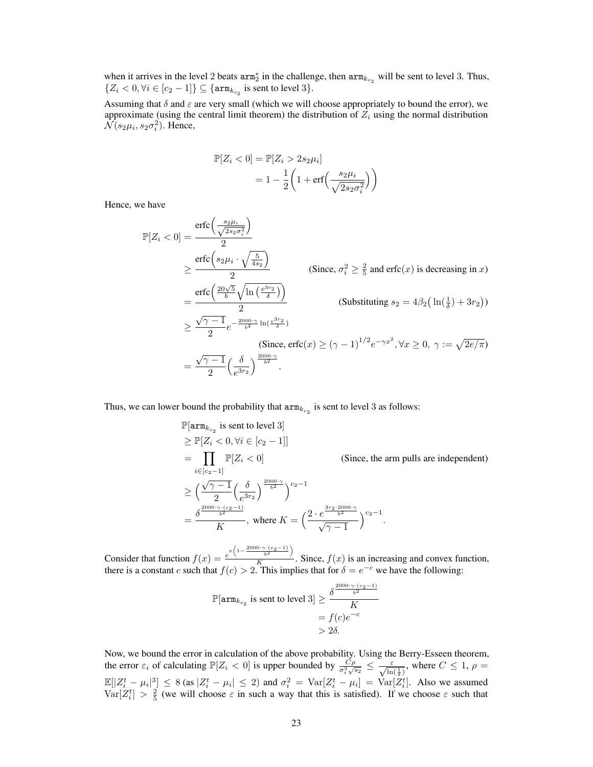when it arrives in the level 2 beats $\texttt{arm}_2^*$ in the challenge, then $\texttt{arm}_{k_{c_2}}$ will be sent to level 3. Thus, $\{Z_i < 0, \forall i \in [c_2 - 1]\} \subseteq \{\texttt{arm}_{k_{c_2}} \text{ is sent to level } 3\}$.

Assuming that $\delta$ and $\varepsilon$ are very small (which we will choose appropriately to bound the error), we approximate (using the central limit theorem) the distribution of $Z_i$ using the normal distribution $\mathcal{N}(s_2\mu_i, s_2\sigma_i^2)$. Hence,

$$
\begin{aligned}
\mathbb{P}[Z_i < 0] &= \mathbb{P}[Z_i > 2s_2\mu_i] \\
&= 1 - \frac{1}{2}\bigg(1 + \operatorname{erf}\Big(\frac{s_2\mu_i}{\sqrt{2s_2\sigma_i^2}}\Big)\bigg)
\end{aligned}
$$

Hence, we have

$$
\begin{aligned}
\mathbb{P}[Z_i < 0] &= \frac{\operatorname{erfc}\Big(\frac{s_2\mu_i}{\sqrt{2s_2\sigma_i^2}}\Big)}{2} \\
&\geq \frac{\operatorname{erfc}\Big(s_2\mu_i \cdot \sqrt{\frac{5}{4s_2}}\Big)}{2} && \text{(Since, } \sigma_i^2 \geq \tfrac{2}{5} \text{ and erfc}(x) \text{ is decreasing in } x\text{)} \\
&= \frac{\operatorname{erfc}\Big(\frac{20\sqrt{5}}{b}\sqrt{\ln\big(\frac{e^{3r_2}}{\delta}\big)}\Big)}{2} && \text{(Substituting } s_2 = 4\beta_2\big(\ln(\tfrac{1}{\delta}) + 3r_2\big)\text{)} \\
&\geq \frac{\sqrt{\gamma - 1}}{2} e^{-\frac{2000\cdot\gamma}{b^2}\ln(\frac{e^{3r_2}}{\delta})} \\
& && \text{(Since, erfc}(x) \geq (\gamma-1)^{1/2}e^{-\gamma x^2}, \forall x \geq 0,\ \gamma := \sqrt{2e/\pi}\text{)} \\
&= \frac{\sqrt{\gamma - 1}}{2}\Big(\frac{\delta}{e^{3r_2}}\Big)^{\frac{2000\cdot\gamma}{b^2}}.
\end{aligned}
$$

Thus, we can lower bound the probability that $\texttt{arm}_{k_{c_2}}$ is sent to level 3 as follows:

$$
\begin{aligned}
&\mathbb{P}[\texttt{arm}_{k_{c_2}} \text{ is sent to level 3}] \\
&\geq \mathbb{P}[Z_i < 0, \forall i \in [c_2 - 1]] \\
&= \prod_{i \in [c_2 - 1]} \mathbb{P}[Z_i < 0] && \text{(Since, the arm pulls are independent)} \\
&\geq \Big(\frac{\sqrt{\gamma-1}}{2}\Big(\frac{\delta}{e^{3r_2}}\Big)^{\frac{2000\cdot\gamma}{b^2}}\Big)^{c_2 - 1} \\
&= \frac{\delta^{\frac{2000\cdot\gamma\cdot(c_2-1)}{b^2}}}{K}, \text{ where } K = \Big(\frac{2\cdot e^{\frac{3r_2\cdot 2000\cdot\gamma}{b^2}}}{\sqrt{\gamma-1}}\Big)^{c_2-1}.
\end{aligned}
$$

Consider that function $f(x) = \frac{e^{x\left(1 - \frac{2000\cdot\gamma\cdot(c_2-1)}{b^2}\right)}}{K}$. Since, $f(x)$ is an increasing and convex function, there is a constant $c$ such that $f(c) > 2$. This implies that for $\delta = e^{-c}$ we have the following:

$$
\begin{aligned}
\mathbb{P}[\texttt{arm}_{k_{c_2}} \text{ is sent to level 3}] &\geq \frac{\delta^{\frac{2000\cdot\gamma\cdot(c_2-1)}{b^2}}}{K} \\
&= f(c)e^{-c} \\
&> 2\delta.
\end{aligned}
$$

Now, we bound the error in calculation of the above probability. Using the Berry-Esseen theorem, the error $\varepsilon_i$ of calculating $\mathbb{P}[Z_i < 0]$ is upper bounded by $\frac{C\rho}{\sigma_i^3\sqrt{s_2}} \leq \frac{\varepsilon}{\sqrt{\ln(\frac{1}{\delta})}}$, where $C \leq 1$, $\rho = \mathbb{E}[|Z_i^t - \mu_i|^3] \leq 8$ (as $|Z_i^t - \mu_i| \leq 2$) and $\sigma_i^2 = \operatorname{Var}[Z_i^t - \mu_i] = \operatorname{Var}[Z_i^t]$. Also we assumed $\operatorname{Var}[Z_i^t] > \frac{2}{5}$ (we will choose $\varepsilon$ in such a way that this is satisfied). If we choose $\varepsilon$ such that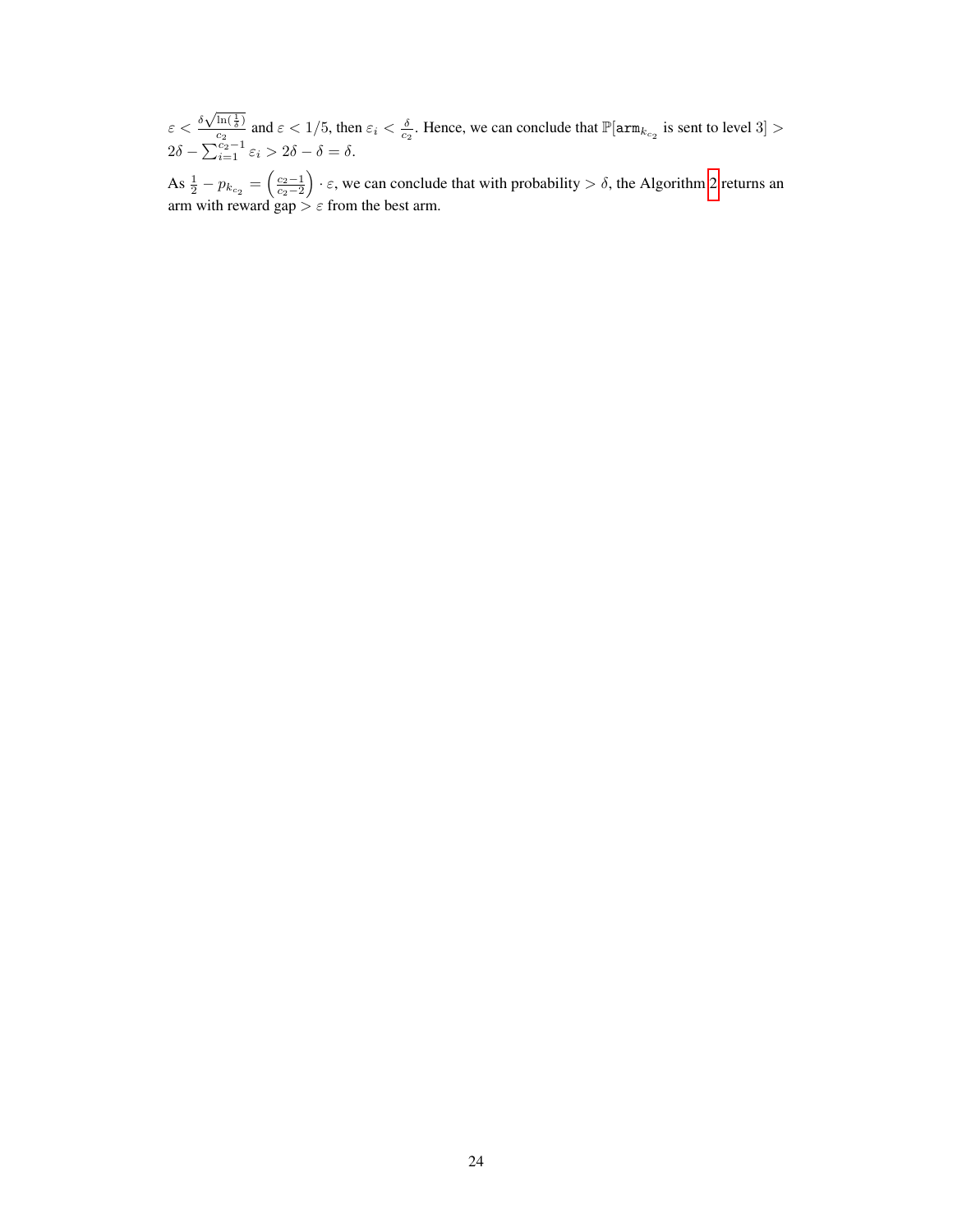$\varepsilon < \frac{\delta\sqrt{\ln(\frac{1}{\delta})}}{c_2}$ and $\varepsilon < 1/5$, then $\varepsilon_i < \frac{\delta}{c_2}$. Hence, we can conclude that $\mathbb{P}[\texttt{arm}_{k_{c_2}}$ is sent to level $3] > 2\delta - \sum_{i=1}^{c_2-1} \varepsilon_i > 2\delta - \delta = \delta$.

As $\frac{1}{2} - p_{k_{c_2}} = \left(\frac{c_2-1}{c_2-2}\right) \cdot \varepsilon$, we can conclude that with probability $> \delta$, the Algorithm 2 returns an arm with reward gap $> \varepsilon$ from the best arm.